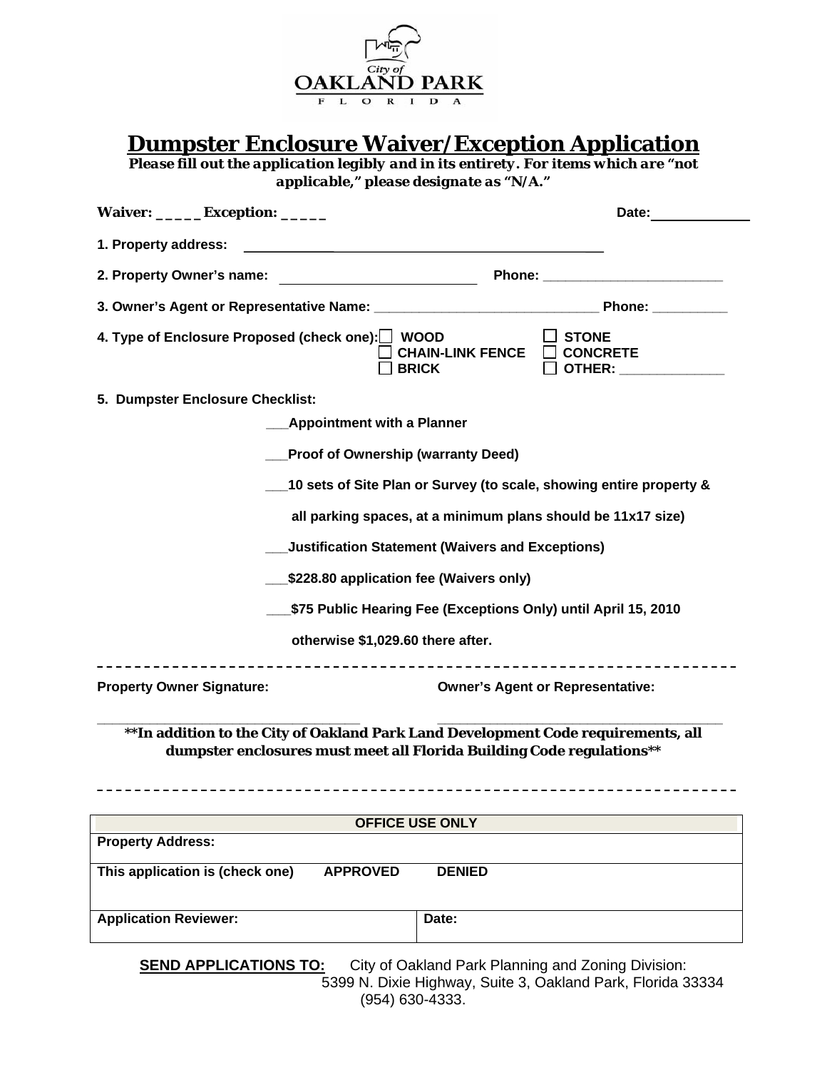City of OAKLAND PARK FLORIDA

# Dumpster Enclosure Waiver/Exception Application

***Please fill out the application legibly and in its entirety. For items which are "not applicable," please designate as "N/A."***

**Waiver: _____ Exception: _____** **Date:** ____________

**1. Property address:** ________________________________________

**2. Property Owner's name:** ________________________ **Phone:** ________________________

**3. Owner's Agent or Representative Name:** ______________________________ **Phone:** __________

**4. Type of Enclosure Proposed (check one):**
- ☐ WOOD
- ☐ STONE
- ☐ CHAIN-LINK FENCE
- ☐ CONCRETE
- ☐ BRICK
- ☐ OTHER: ______________

**5. Dumpster Enclosure Checklist:**

___**Appointment with a Planner**

___**Proof of Ownership (warranty Deed)**

___**10 sets of Site Plan or Survey (to scale, showing entire property & all parking spaces, at a minimum plans should be 11x17 size)**

___**Justification Statement (Waivers and Exceptions)**

___**$228.80 application fee (Waivers only)**

___**$75 Public Hearing Fee (Exceptions Only) until April 15, 2010 otherwise $1,029.60 there after.**

---

**Property Owner Signature:** ______________________ **Owner's Agent or Representative:** ______________________

****In addition to the City of Oakland Park Land Development Code requirements, all dumpster enclosures must meet all Florida Building Code regulations****

---

| OFFICE USE ONLY | | |
|---|---|---|
| **Property Address:** | | |
| **This application is (check one)** | **APPROVED** | **DENIED** |
| **Application Reviewer:** | **Date:** | |

**SEND APPLICATIONS TO:** City of Oakland Park Planning and Zoning Division: 5399 N. Dixie Highway, Suite 3, Oakland Park, Florida 33334 (954) 630-4333.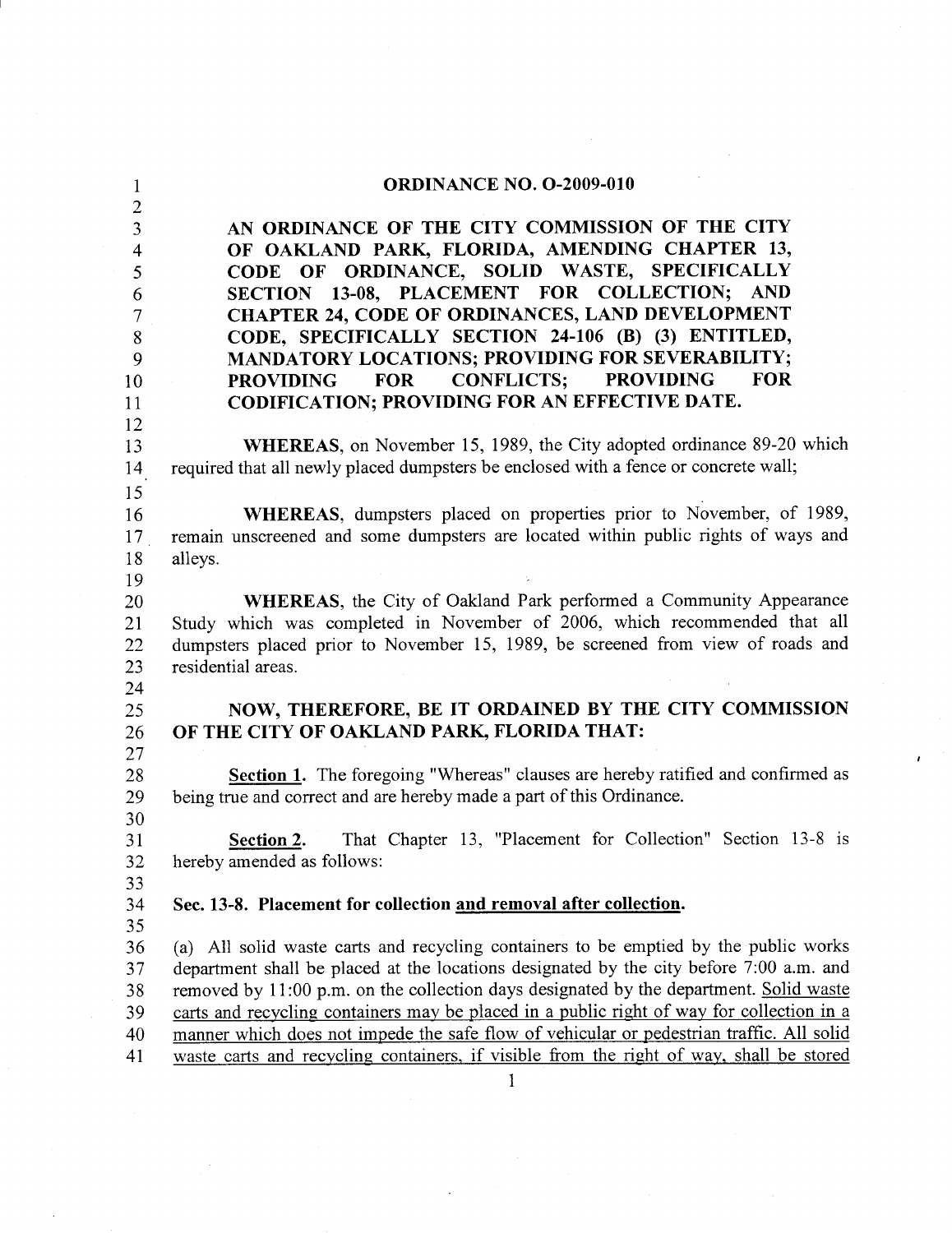**ORDINANCE NO. O-2009-010**

**AN ORDINANCE OF THE CITY COMMISSION OF THE CITY OF OAKLAND PARK, FLORIDA, AMENDING CHAPTER 13, CODE OF ORDINANCE, SOLID WASTE, SPECIFICALLY SECTION 13-08, PLACEMENT FOR COLLECTION; AND CHAPTER 24, CODE OF ORDINANCES, LAND DEVELOPMENT CODE, SPECIFICALLY SECTION 24-106 (B) (3) ENTITLED, MANDATORY LOCATIONS; PROVIDING FOR SEVERABILITY; PROVIDING FOR CONFLICTS; PROVIDING FOR CODIFICATION; PROVIDING FOR AN EFFECTIVE DATE.**

**WHEREAS**, on November 15, 1989, the City adopted ordinance 89-20 which required that all newly placed dumpsters be enclosed with a fence or concrete wall;

**WHEREAS**, dumpsters placed on properties prior to November, of 1989, remain unscreened and some dumpsters are located within public rights of ways and alleys.

**WHEREAS**, the City of Oakland Park performed a Community Appearance Study which was completed in November of 2006, which recommended that all dumpsters placed prior to November 15, 1989, be screened from view of roads and residential areas.

**NOW, THEREFORE, BE IT ORDAINED BY THE CITY COMMISSION OF THE CITY OF OAKLAND PARK, FLORIDA THAT:**

<u>**Section 1.**</u> The foregoing "Whereas" clauses are hereby ratified and confirmed as being true and correct and are hereby made a part of this Ordinance.

<u>**Section 2.**</u> That Chapter 13, "Placement for Collection" Section 13-8 is hereby amended as follows:

**Sec. 13-8. Placement for collection <u>and removal after collection</u>.**

(a) All solid waste carts and recycling containers to be emptied by the public works department shall be placed at the locations designated by the city before 7:00 a.m. and removed by 11:00 p.m. on the collection days designated by the department. <u>Solid waste carts and recycling containers may be placed in a public right of way for collection in a manner which does not impede the safe flow of vehicular or pedestrian traffic. All solid waste carts and recycling containers, if visible from the right of way, shall be stored</u>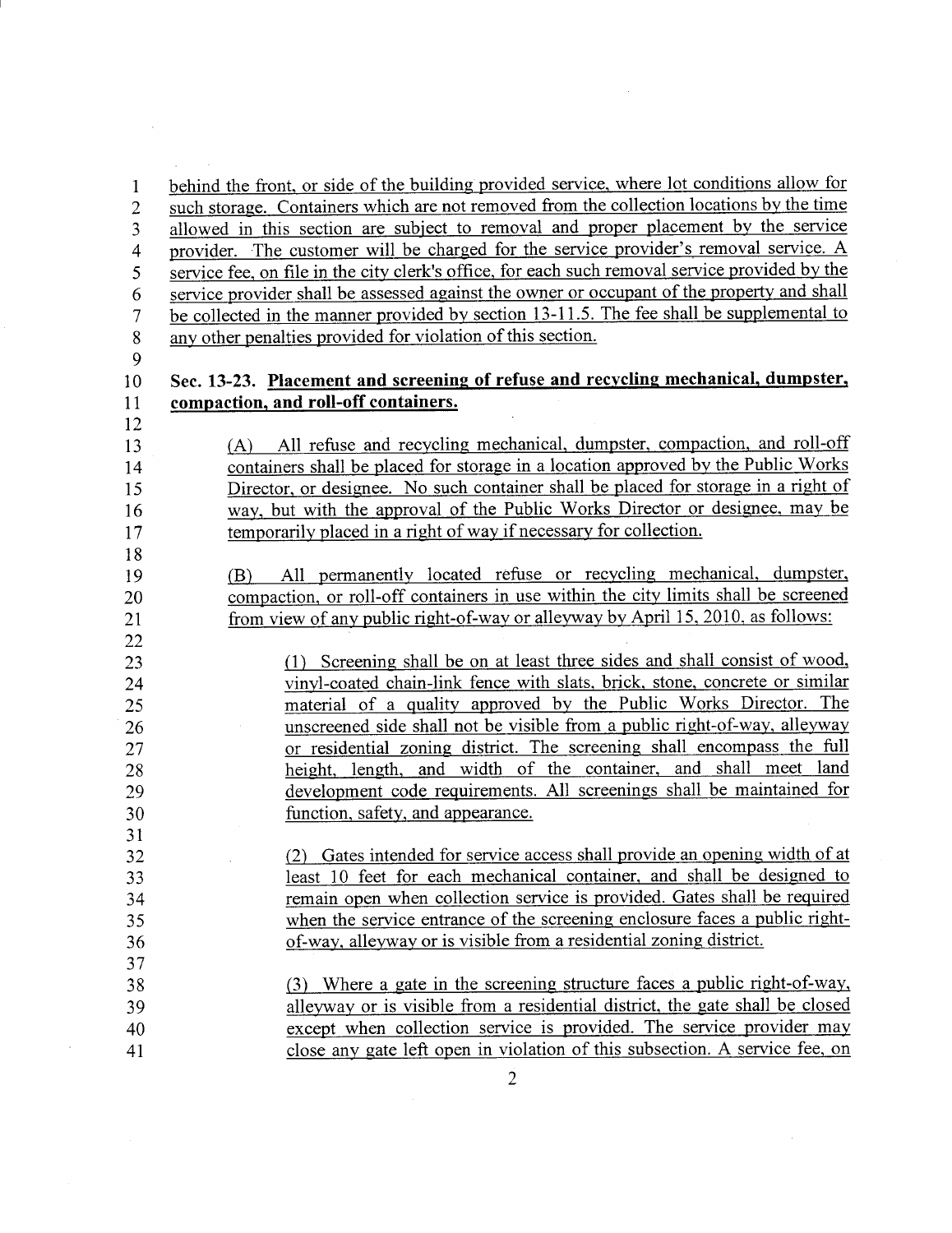behind the front, or side of the building provided service, where lot conditions allow for such storage. Containers which are not removed from the collection locations by the time allowed in this section are subject to removal and proper placement by the service provider. The customer will be charged for the service provider's removal service. A service fee, on file in the city clerk's office, for each such removal service provided by the service provider shall be assessed against the owner or occupant of the property and shall be collected in the manner provided by section 13-11.5. The fee shall be supplemental to any other penalties provided for violation of this section.

**Sec. 13-23. Placement and screening of refuse and recycling mechanical, dumpster, compaction, and roll-off containers.**

(A) All refuse and recycling mechanical, dumpster, compaction, and roll-off containers shall be placed for storage in a location approved by the Public Works Director, or designee. No such container shall be placed for storage in a right of way, but with the approval of the Public Works Director or designee, may be temporarily placed in a right of way if necessary for collection.

(B) All permanently located refuse or recycling mechanical, dumpster, compaction, or roll-off containers in use within the city limits shall be screened from view of any public right-of-way or alleyway by April 15, 2010, as follows:

(1) Screening shall be on at least three sides and shall consist of wood, vinyl-coated chain-link fence with slats, brick, stone, concrete or similar material of a quality approved by the Public Works Director. The unscreened side shall not be visible from a public right-of-way, alleyway or residential zoning district. The screening shall encompass the full height, length, and width of the container, and shall meet land development code requirements. All screenings shall be maintained for function, safety, and appearance.

(2) Gates intended for service access shall provide an opening width of at least 10 feet for each mechanical container, and shall be designed to remain open when collection service is provided. Gates shall be required when the service entrance of the screening enclosure faces a public right-of-way, alleyway or is visible from a residential zoning district.

(3) Where a gate in the screening structure faces a public right-of-way, alleyway or is visible from a residential district, the gate shall be closed except when collection service is provided. The service provider may close any gate left open in violation of this subsection. A service fee, on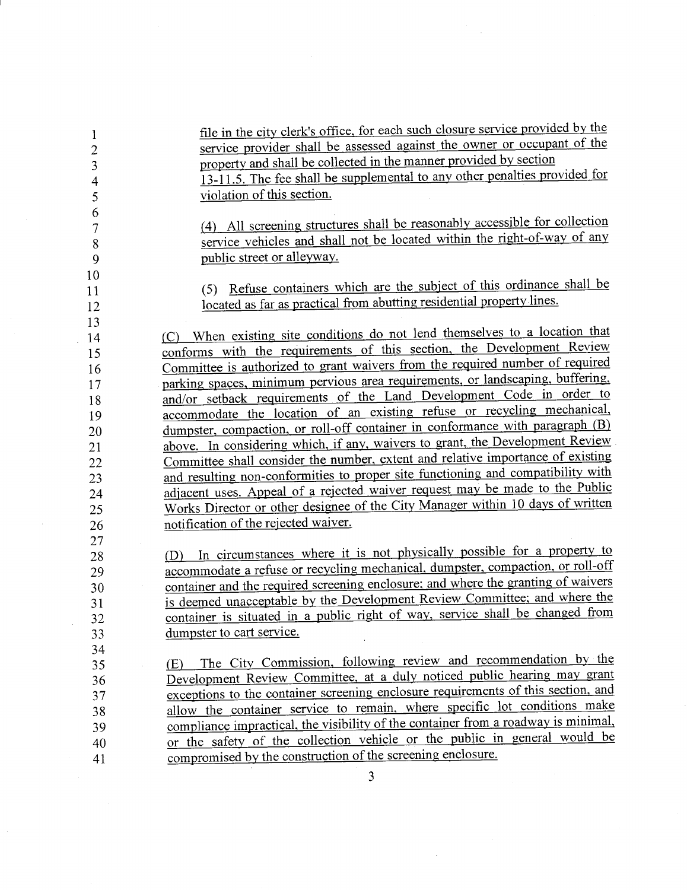file in the city clerk's office, for each such closure service provided by the service provider shall be assessed against the owner or occupant of the property and shall be collected in the manner provided by section 13-11.5. The fee shall be supplemental to any other penalties provided for violation of this section.

(4) All screening structures shall be reasonably accessible for collection service vehicles and shall not be located within the right-of-way of any public street or alleyway.

(5) Refuse containers which are the subject of this ordinance shall be located as far as practical from abutting residential property lines.

(C) When existing site conditions do not lend themselves to a location that conforms with the requirements of this section, the Development Review Committee is authorized to grant waivers from the required number of required parking spaces, minimum pervious area requirements, or landscaping, buffering, and/or setback requirements of the Land Development Code in order to accommodate the location of an existing refuse or recycling mechanical, dumpster, compaction, or roll-off container in conformance with paragraph (B) above. In considering which, if any, waivers to grant, the Development Review Committee shall consider the number, extent and relative importance of existing and resulting non-conformities to proper site functioning and compatibility with adjacent uses. Appeal of a rejected waiver request may be made to the Public Works Director or other designee of the City Manager within 10 days of written notification of the rejected waiver.

(D) In circumstances where it is not physically possible for a property to accommodate a refuse or recycling mechanical, dumpster, compaction, or roll-off container and the required screening enclosure; and where the granting of waivers is deemed unacceptable by the Development Review Committee; and where the container is situated in a public right of way, service shall be changed from dumpster to cart service.

(E) The City Commission, following review and recommendation by the Development Review Committee, at a duly noticed public hearing may grant exceptions to the container screening enclosure requirements of this section, and allow the container service to remain, where specific lot conditions make compliance impractical, the visibility of the container from a roadway is minimal, or the safety of the collection vehicle or the public in general would be compromised by the construction of the screening enclosure.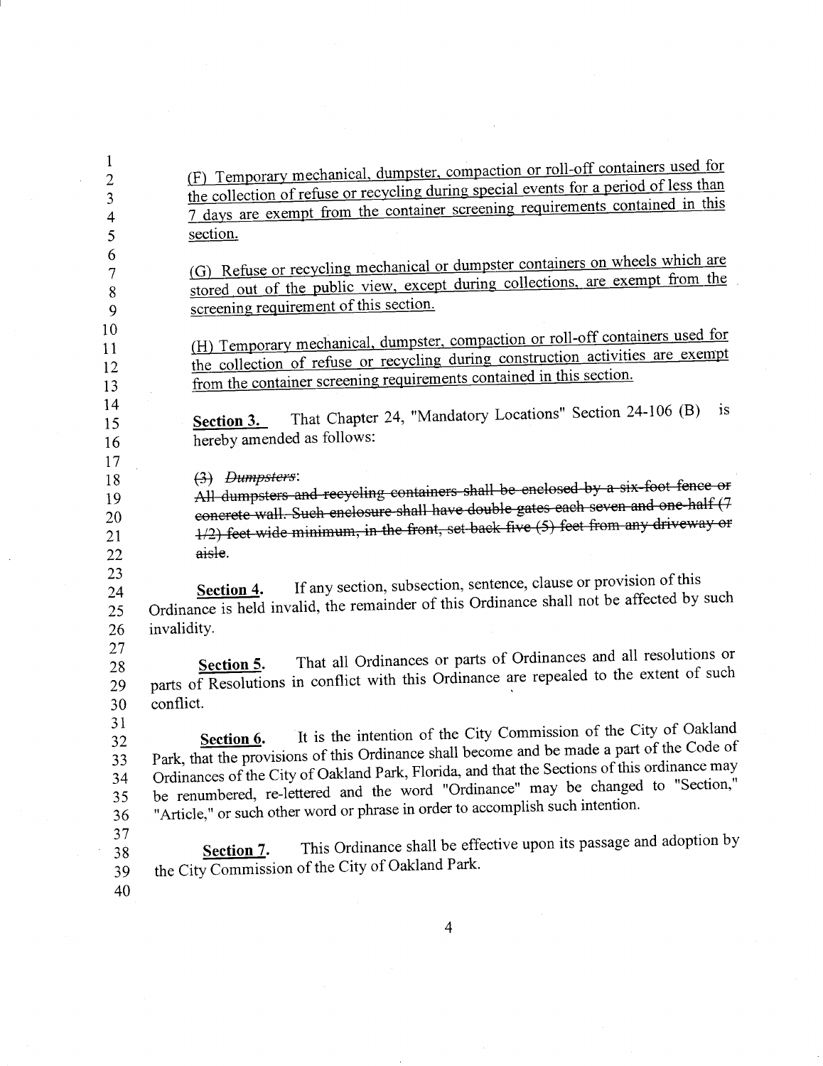(F) Temporary mechanical, dumpster, compaction or roll-off containers used for the collection of refuse or recycling during special events for a period of less than 7 days are exempt from the container screening requirements contained in this section.

(G) Refuse or recycling mechanical or dumpster containers on wheels which are stored out of the public view, except during collections, are exempt from the screening requirement of this section.

(H) Temporary mechanical, dumpster, compaction or roll-off containers used for the collection of refuse or recycling during construction activities are exempt from the container screening requirements contained in this section.

**Section 3.** That Chapter 24, "Mandatory Locations" Section 24-106 (B) is hereby amended as follows:

~~(3) *Dumpsters*:~~
~~All dumpsters and recycling containers shall be enclosed by a six-foot fence or concrete wall. Such enclosure shall have double gates each seven and one-half (7 1/2) feet wide minimum, in the front, set back five (5) feet from any driveway or aisle.~~

**Section 4.** If any section, subsection, sentence, clause or provision of this Ordinance is held invalid, the remainder of this Ordinance shall not be affected by such invalidity.

**Section 5.** That all Ordinances or parts of Ordinances and all resolutions or parts of Resolutions in conflict with this Ordinance are repealed to the extent of such conflict.

**Section 6.** It is the intention of the City Commission of the City of Oakland Park, that the provisions of this Ordinance shall become and be made a part of the Code of Ordinances of the City of Oakland Park, Florida, and that the Sections of this ordinance may be renumbered, re-lettered and the word "Ordinance" may be changed to "Section," "Article," or such other word or phrase in order to accomplish such intention.

**Section 7.** This Ordinance shall be effective upon its passage and adoption by the City Commission of the City of Oakland Park.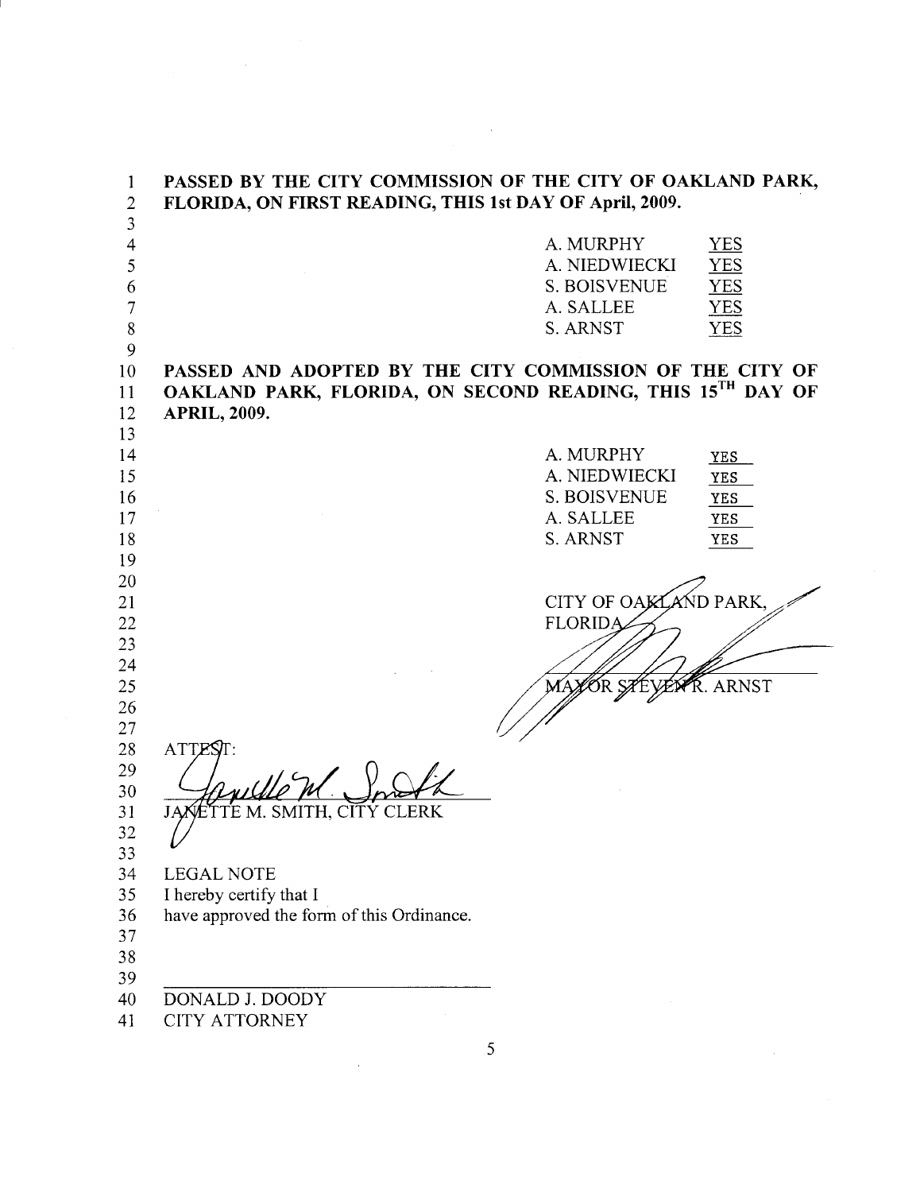**PASSED BY THE CITY COMMISSION OF THE CITY OF OAKLAND PARK, FLORIDA, ON FIRST READING, THIS 1st DAY OF April, 2009.**

| | |
|---|---|
| A. MURPHY | YES |
| A. NIEDWIECKI | YES |
| S. BOISVENUE | YES |
| A. SALLEE | YES |
| S. ARNST | YES |

**PASSED AND ADOPTED BY THE CITY COMMISSION OF THE CITY OF OAKLAND PARK, FLORIDA, ON SECOND READING, THIS 15TH DAY OF APRIL, 2009.**

| | |
|---|---|
| A. MURPHY | YES |
| A. NIEDWIECKI | YES |
| S. BOISVENUE | YES |
| A. SALLEE | YES |
| S. ARNST | YES |

CITY OF OAKLAND PARK, FLORIDA

MAYOR STEVEN R. ARNST

ATTEST:

JANETTE M. SMITH, CITY CLERK

LEGAL NOTE
I hereby certify that I
have approved the form of this Ordinance.

DONALD J. DOODY
CITY ATTORNEY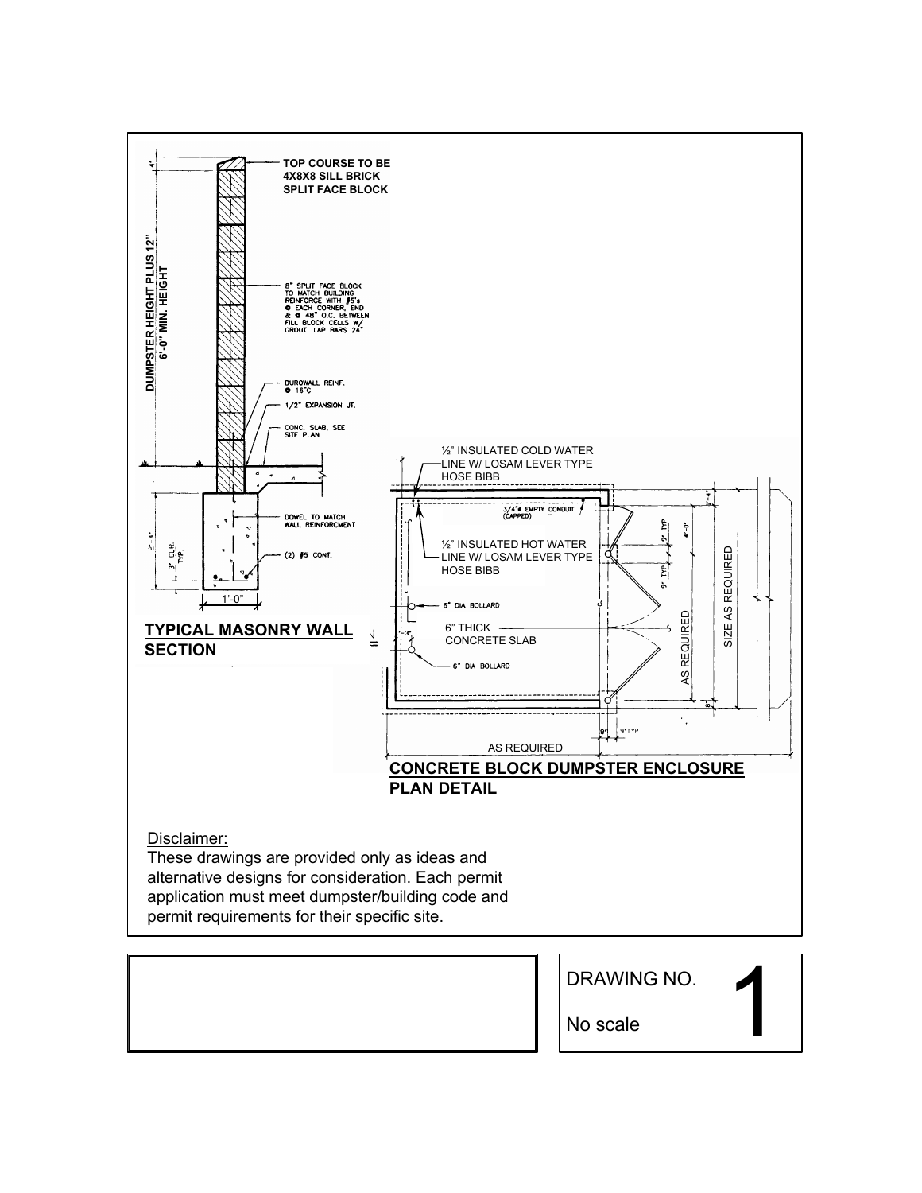TOP COURSE TO BE 4X8X8 SILL BRICK SPLIT FACE BLOCK

DUMPSTER HEIGHT PLUS 12" 6'-0" MIN. HEIGHT

8" SPLIT FACE BLOCK TO MATCH BUILDING REINFORCE WITH #5's @ EACH CORNER, END & @ 48" O.C. BETWEEN FILL BLOCK CELLS W/ GROUT. LAP BARS 24"

DUROWALL REINF. @ 16"C

1/2" EXPANSION JT.

CONC. SLAB, SEE SITE PLAN

DOWEL TO MATCH WALL REINFORCMENT

(2) #5 CONT.

2'-4"

3" CLR. TYP.

1'-0"

**TYPICAL MASONRY WALL SECTION**

½" INSULATED COLD WATER LINE W/ LOSAM LEVER TYPE HOSE BIBB

3/4"⌀ EMPTY CONDUIT (CAPPED)

½" INSULATED HOT WATER LINE W/ LOSAM LEVER TYPE HOSE BIBB

6" DIA BOLLARD

6" THICK CONCRETE SLAB

6" DIA BOLLARD

1'-3"

9" TYP

4'-0"

9" TYP

AS REQUIRED

SIZE AS REQUIRED

8"

9" TYP

AS REQUIRED

**CONCRETE BLOCK DUMPSTER ENCLOSURE PLAN DETAIL**

Disclaimer:
These drawings are provided only as ideas and alternative designs for consideration. Each permit application must meet dumpster/building code and permit requirements for their specific site.

DRAWING NO. 1

No scale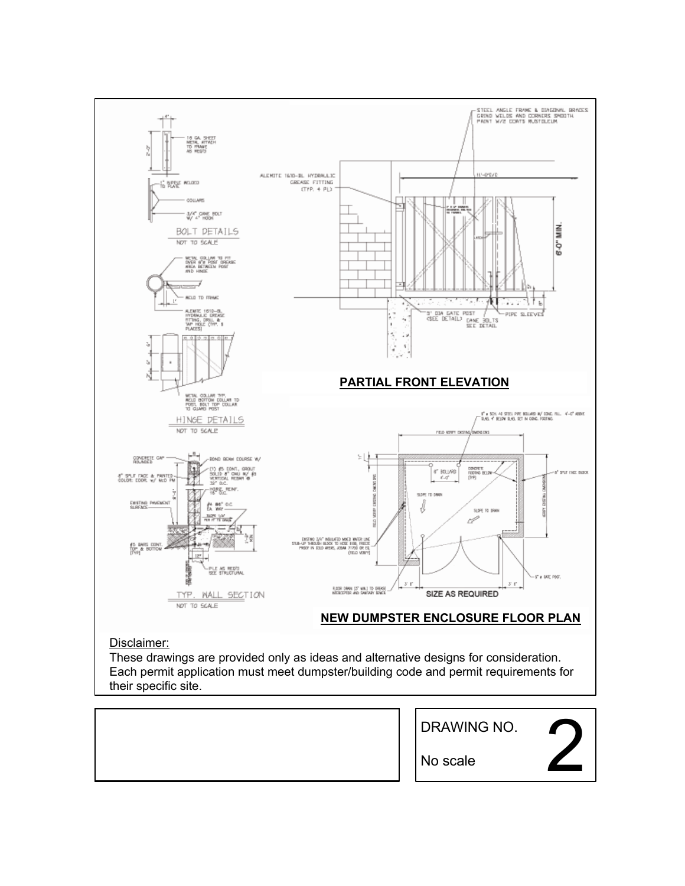## PARTIAL FRONT ELEVATION

## NEW DUMPSTER ENCLOSURE FLOOR PLAN

Disclaimer:
These drawings are provided only as ideas and alternative designs for consideration. Each permit application must meet dumpster/building code and permit requirements for their specific site.

DRAWING NO. **2**

No scale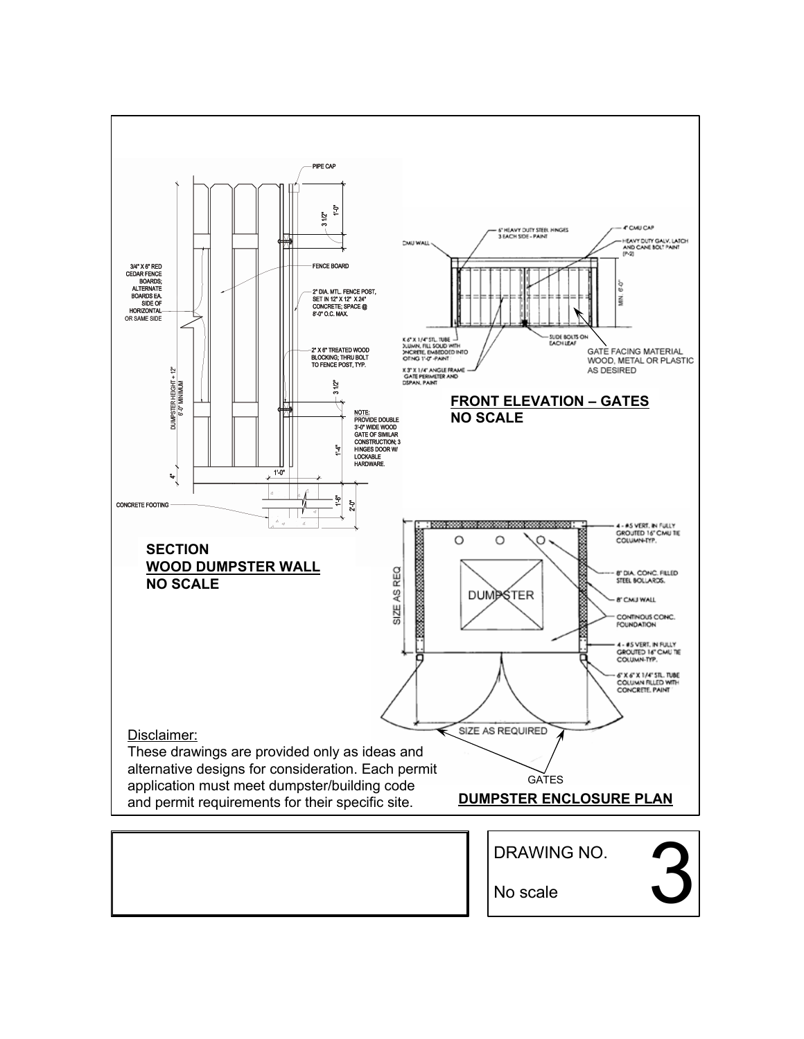PIPE CAP

3 1/2"

1'-0"

3/4" X 6" RED CEDAR FENCE BOARDS; ALTERNATE BOARDS EA. SIDE OF HORIZONTAL OR SAME SIDE

FENCE BOARD

2" DIA. MTL. FENCE POST, SET IN 12" X 12" X 24" CONCRETE; SPACE @ 8'-0" O.C. MAX.

2" X 6" TREATED WOOD BLOCKING; THRU BOLT TO FENCE POST, TYP.

DUMPSTER HEIGHT + 12" 6'-0" MINIMUM

3 1/2"

NOTE: PROVIDE DOUBLE 3'-0" WIDE WOOD GATE OF SIMILAR CONSTRUCTION; 3 HINGES DOOR W/ LOCKABLE HARDWARE.

1'-4"

4"

1'-0"

CONCRETE FOOTING

1'-6"

2'-0"

**SECTION**
**WOOD DUMPSTER WALL**
**NO SCALE**

CMU WALL

6" HEAVY DUTY STEEL HINGES 3 EACH SIDE - PAINT

4" CMU CAP

HEAVY DUTY GALV. LATCH AND CANE BOLT PAINT [P-2]

MIN. 6'-0"

X 6" X 1/4" STL. TUBE COLUMN, FILL SOLID WITH CONCRETE, EMBEDDED INTO FOOTING 1'-0" -PAINT

X 3" X 1/4" ANGLE FRAME GATE PERIMETER AND DSPAN, PAINT

SLIDE BOLTS ON EACH LEAF

GATE FACING MATERIAL WOOD, METAL OR PLASTIC AS DESIRED

**FRONT ELEVATION – GATES**
**NO SCALE**

4 - #5 VERT. IN FULLY GROUTED 16" CMU TIE COLUMN-TYP.

8" DIA. CONC. FILLED STEEL BOLLARDS.

8" CMU WALL

CONTINOUS CONC. FOUNDATION

4 - #5 VERT. IN FULLY GROUTED 16" CMU TIE COLUMN-TYP.

6" X 6" X 1/4" STL. TUBE COLUMN FILLED WITH CONCRETE. PAINT

DUMPSTER

SIZE AS REQ

SIZE AS REQUIRED

GATES

**DUMPSTER ENCLOSURE PLAN**

Disclaimer:
These drawings are provided only as ideas and alternative designs for consideration. Each permit application must meet dumpster/building code and permit requirements for their specific site.

DRAWING NO. 3

No scale